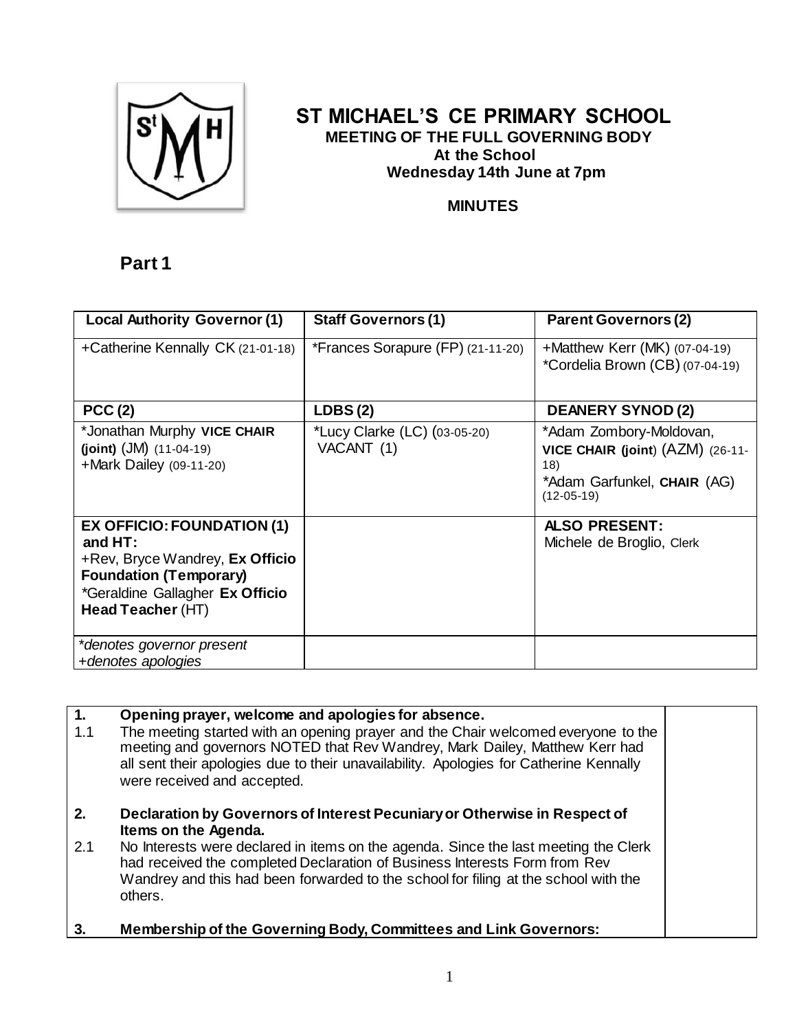# ST MICHAEL'S CE PRIMARY SCHOOL

**MEETING OF THE FULL GOVERNING BODY**
**At the School**
**Wednesday 14th June at 7pm**

**MINUTES**

## Part 1

| **Local Authority Governor (1)** | **Staff Governors (1)** | **Parent Governors (2)** |
|---|---|---|
| +Catherine Kennally CK (21-01-18) | *Frances Sorapure (FP) (21-11-20) | +Matthew Kerr (MK) (07-04-19)<br>*Cordelia Brown (CB) (07-04-19) |
| **PCC (2)** | **LDBS (2)** | **DEANERY SYNOD (2)** |
| *Jonathan Murphy **VICE CHAIR (joint)** (JM) (11-04-19)<br>+Mark Dailey (09-11-20) | *Lucy Clarke (LC) (03-05-20)<br>VACANT (1) | *Adam Zombory-Moldovan, **VICE CHAIR (joint)** (AZM) (26-11-18)<br>*Adam Garfunkel, **CHAIR** (AG) (12-05-19) |
| **EX OFFICIO: FOUNDATION (1) and HT:**<br>+Rev, Bryce Wandrey, **Ex Officio Foundation (Temporary)**<br>*Geraldine Gallagher **Ex Officio Head Teacher** (HT) | | **ALSO PRESENT:**<br>Michele de Broglio, Clerk |
| *\*denotes governor present*<br>*+denotes apologies* | | |

| | | |
|---|---|---|
| **1.** | **Opening prayer, welcome and apologies for absence.** | |
| 1.1 | The meeting started with an opening prayer and the Chair welcomed everyone to the meeting and governors NOTED that Rev Wandrey, Mark Dailey, Matthew Kerr had all sent their apologies due to their unavailability. Apologies for Catherine Kennally were received and accepted. | |
| **2.** | **Declaration by Governors of Interest Pecuniary or Otherwise in Respect of Items on the Agenda.** | |
| 2.1 | No Interests were declared in items on the agenda. Since the last meeting the Clerk had received the completed Declaration of Business Interests Form from Rev Wandrey and this had been forwarded to the school for filing at the school with the others. | |
| **3.** | **Membership of the Governing Body, Committees and Link Governors:** | |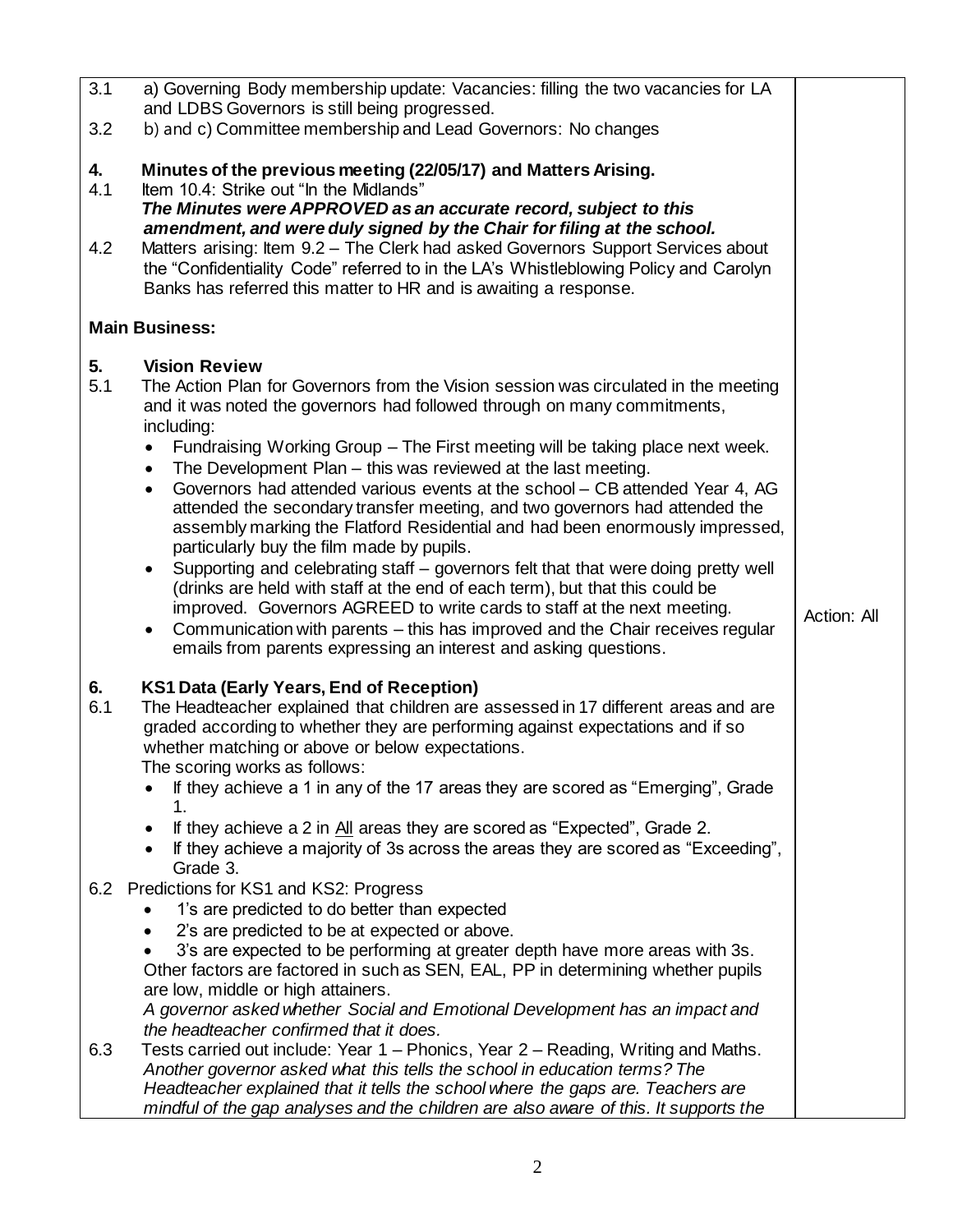| | | |
|---|---|---|
| 3.1 | a) Governing Body membership update: Vacancies: filling the two vacancies for LA and LDBS Governors is still being progressed. | |
| 3.2 | b) and c) Committee membership and Lead Governors: No changes | |
| **4.** | **Minutes of the previous meeting (22/05/17) and Matters Arising.** | |
| 4.1 | Item 10.4: Strike out "In the Midlands"<br>***The Minutes were APPROVED as an accurate record, subject to this amendment, and were duly signed by the Chair for filing at the school.*** | |
| 4.2 | Matters arising: Item 9.2 – The Clerk had asked Governors Support Services about the "Confidentiality Code" referred to in the LA's Whistleblowing Policy and Carolyn Banks has referred this matter to HR and is awaiting a response. | |
| **Main Business:** | | |
| **5.** | **Vision Review** | |
| 5.1 | The Action Plan for Governors from the Vision session was circulated in the meeting and it was noted the governors had followed through on many commitments, including:<br>• Fundraising Working Group – The First meeting will be taking place next week.<br>• The Development Plan – this was reviewed at the last meeting.<br>• Governors had attended various events at the school – CB attended Year 4, AG attended the secondary transfer meeting, and two governors had attended the assembly marking the Flatford Residential and had been enormously impressed, particularly buy the film made by pupils.<br>• Supporting and celebrating staff – governors felt that that were doing pretty well (drinks are held with staff at the end of each term), but that this could be improved. Governors AGREED to write cards to staff at the next meeting.<br>• Communication with parents – this has improved and the Chair receives regular emails from parents expressing an interest and asking questions. | Action: All |
| **6.** | **KS1 Data (Early Years, End of Reception)** | |
| 6.1 | The Headteacher explained that children are assessed in 17 different areas and are graded according to whether they are performing against expectations and if so whether matching or above or below expectations.<br>The scoring works as follows:<br>• If they achieve a 1 in any of the 17 areas they are scored as "Emerging", Grade 1.<br>• If they achieve a 2 in All areas they are scored as "Expected", Grade 2.<br>• If they achieve a majority of 3s across the areas they are scored as "Exceeding", Grade 3. | |
| 6.2 | Predictions for KS1 and KS2: Progress<br>• 1's are predicted to do better than expected<br>• 2's are predicted to be at expected or above.<br>• 3's are expected to be performing at greater depth have more areas with 3s.<br>Other factors are factored in such as SEN, EAL, PP in determining whether pupils are low, middle or high attainers.<br>*A governor asked whether Social and Emotional Development has an impact and the headteacher confirmed that it does.* | |
| 6.3 | Tests carried out include: Year 1 – Phonics, Year 2 – Reading, Writing and Maths.<br>*Another governor asked what this tells the school in education terms? The Headteacher explained that it tells the school where the gaps are. Teachers are mindful of the gap analyses and the children are also aware of this. It supports the* | |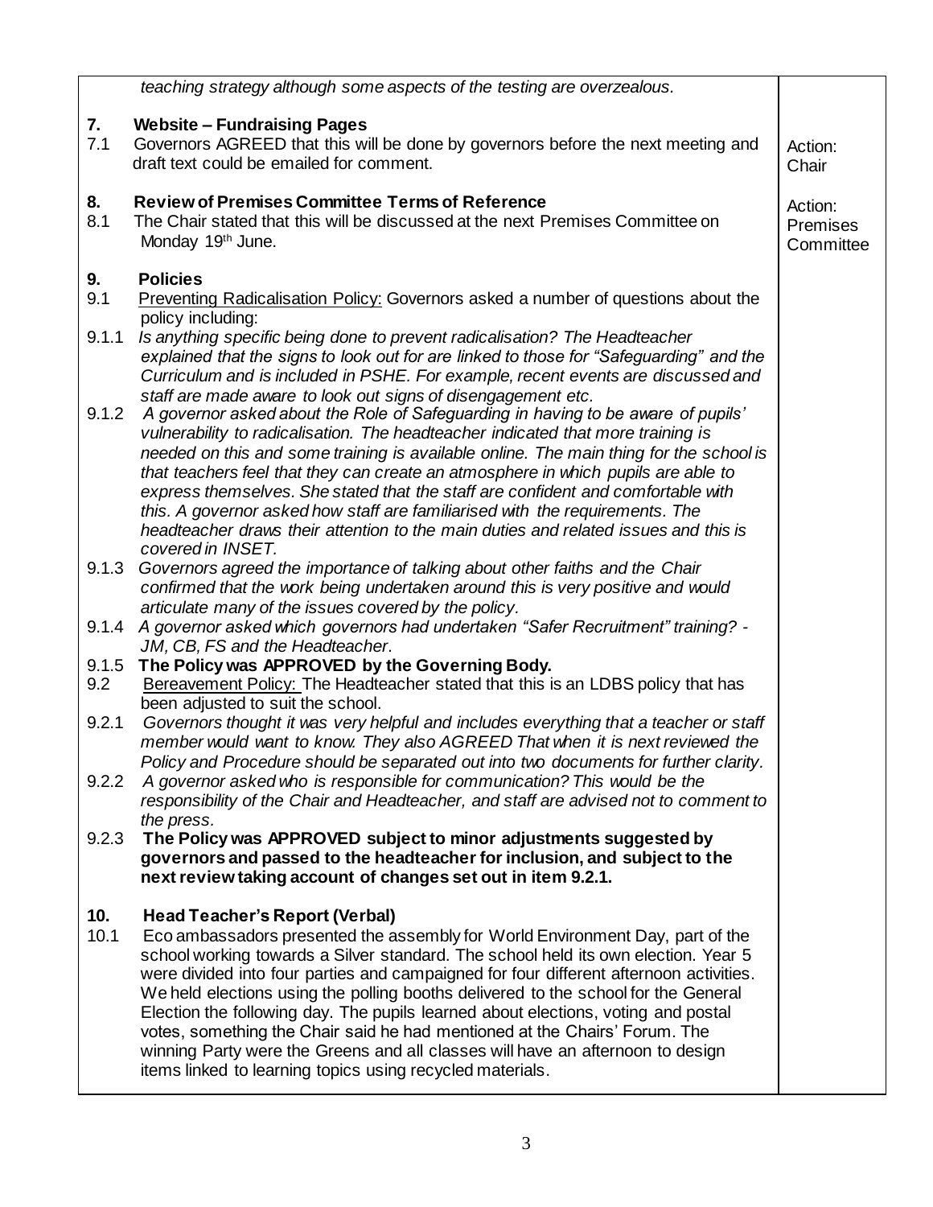| | |
|---|---|
| *teaching strategy although some aspects of the testing are overzealous.* | |
| **7. Website – Fundraising Pages** | |
| 7.1 Governors AGREED that this will be done by governors before the next meeting and draft text could be emailed for comment. | Action: Chair |
| **8. Review of Premises Committee Terms of Reference** | |
| 8.1 The Chair stated that this will be discussed at the next Premises Committee on Monday 19th June. | Action: Premises Committee |
| **9. Policies** | |
| 9.1 <u>Preventing Radicalisation Policy:</u> Governors asked a number of questions about the policy including: | |
| 9.1.1 *Is anything specific being done to prevent radicalisation? The Headteacher explained that the signs to look out for are linked to those for "Safeguarding" and the Curriculum and is included in PSHE. For example, recent events are discussed and staff are made aware to look out signs of disengagement etc.* | |
| 9.1.2 *A governor asked about the Role of Safeguarding in having to be aware of pupils' vulnerability to radicalisation. The headteacher indicated that more training is needed on this and some training is available online. The main thing for the school is that teachers feel that they can create an atmosphere in which pupils are able to express themselves. She stated that the staff are confident and comfortable with this. A governor asked how staff are familiarised with the requirements. The headteacher draws their attention to the main duties and related issues and this is covered in INSET.* | |
| 9.1.3 *Governors agreed the importance of talking about other faiths and the Chair confirmed that the work being undertaken around this is very positive and would articulate many of the issues covered by the policy.* | |
| 9.1.4 *A governor asked which governors had undertaken "Safer Recruitment" training? - JM, CB, FS and the Headteacher.* | |
| 9.1.5 **The Policy was APPROVED by the Governing Body.** | |
| 9.2 <u>Bereavement Policy:</u> The Headteacher stated that this is an LDBS policy that has been adjusted to suit the school. | |
| 9.2.1 *Governors thought it was very helpful and includes everything that a teacher or staff member would want to know. They also AGREED That when it is next reviewed the Policy and Procedure should be separated out into two documents for further clarity.* | |
| 9.2.2 *A governor asked who is responsible for communication? This would be the responsibility of the Chair and Headteacher, and staff are advised not to comment to the press.* | |
| 9.2.3 **The Policy was APPROVED subject to minor adjustments suggested by governors and passed to the headteacher for inclusion, and subject to the next review taking account of changes set out in item 9.2.1.** | |
| **10. Head Teacher's Report (Verbal)** | |
| 10.1 Eco ambassadors presented the assembly for World Environment Day, part of the school working towards a Silver standard. The school held its own election. Year 5 were divided into four parties and campaigned for four different afternoon activities. We held elections using the polling booths delivered to the school for the General Election the following day. The pupils learned about elections, voting and postal votes, something the Chair said he had mentioned at the Chairs' Forum. The winning Party were the Greens and all classes will have an afternoon to design items linked to learning topics using recycled materials. | |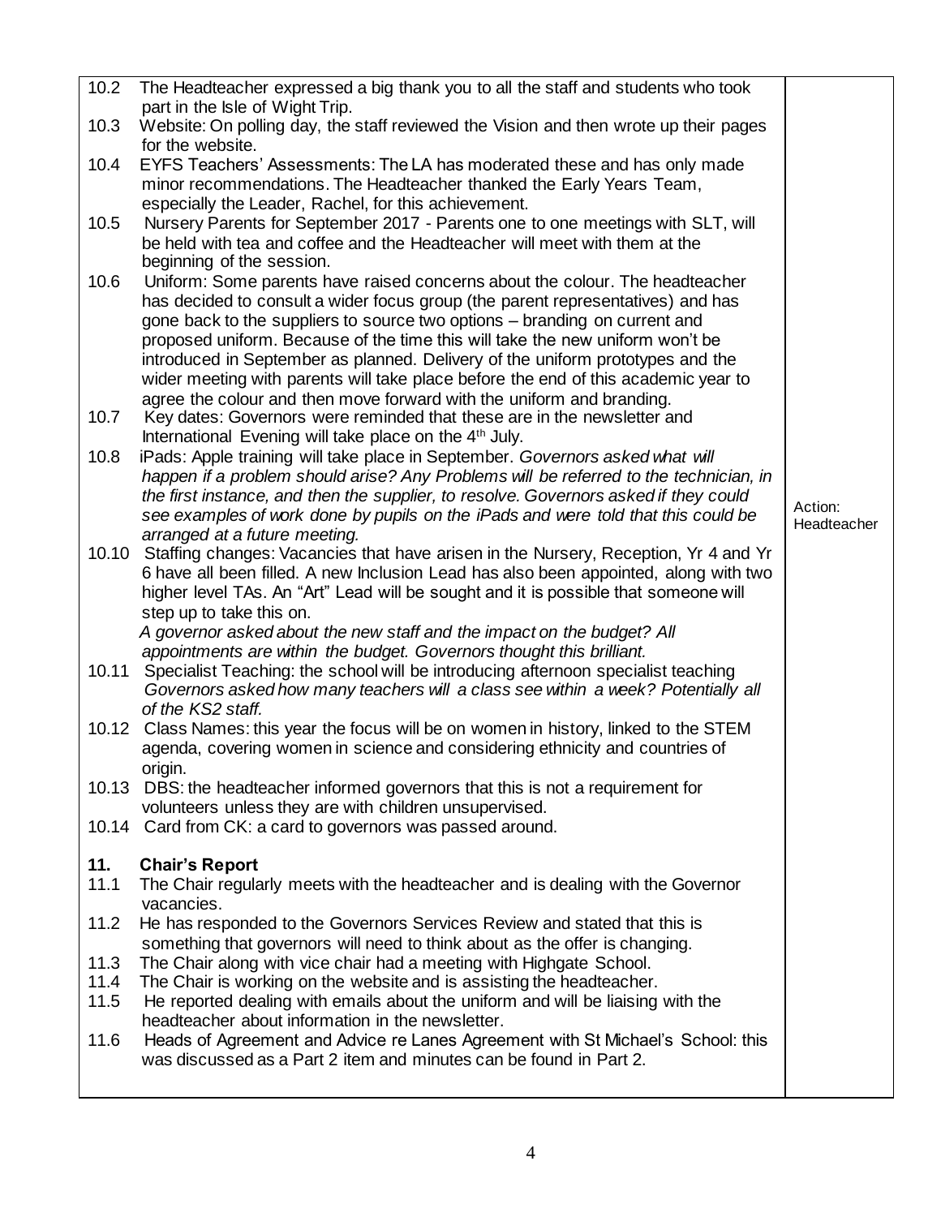| | |
|---|---|
| 10.2 The Headteacher expressed a big thank you to all the staff and students who took part in the Isle of Wight Trip. | |
| 10.3 Website: On polling day, the staff reviewed the Vision and then wrote up their pages for the website. | |
| 10.4 EYFS Teachers' Assessments: The LA has moderated these and has only made minor recommendations. The Headteacher thanked the Early Years Team, especially the Leader, Rachel, for this achievement. | |
| 10.5 Nursery Parents for September 2017 - Parents one to one meetings with SLT, will be held with tea and coffee and the Headteacher will meet with them at the beginning of the session. | |
| 10.6 Uniform: Some parents have raised concerns about the colour. The headteacher has decided to consult a wider focus group (the parent representatives) and has gone back to the suppliers to source two options – branding on current and proposed uniform. Because of the time this will take the new uniform won't be introduced in September as planned. Delivery of the uniform prototypes and the wider meeting with parents will take place before the end of this academic year to agree the colour and then move forward with the uniform and branding. | |
| 10.7 Key dates: Governors were reminded that these are in the newsletter and International Evening will take place on the 4th July. | |
| 10.8 iPads: Apple training will take place in September. *Governors asked what will happen if a problem should arise? Any Problems will be referred to the technician, in the first instance, and then the supplier, to resolve. Governors asked if they could see examples of work done by pupils on the iPads and were told that this could be arranged at a future meeting.* | Action: Headteacher |
| 10.10 Staffing changes: Vacancies that have arisen in the Nursery, Reception, Yr 4 and Yr 6 have all been filled. A new Inclusion Lead has also been appointed, along with two higher level TAs. An "Art" Lead will be sought and it is possible that someone will step up to take this on. *A governor asked about the new staff and the impact on the budget? All appointments are within the budget. Governors thought this brilliant.* | |
| 10.11 Specialist Teaching: the school will be introducing afternoon specialist teaching *Governors asked how many teachers will a class see within a week? Potentially all of the KS2 staff.* | |
| 10.12 Class Names: this year the focus will be on women in history, linked to the STEM agenda, covering women in science and considering ethnicity and countries of origin. | |
| 10.13 DBS: the headteacher informed governors that this is not a requirement for volunteers unless they are with children unsupervised. | |
| 10.14 Card from CK: a card to governors was passed around. | |
| **11. Chair's Report** | |
| 11.1 The Chair regularly meets with the headteacher and is dealing with the Governor vacancies. | |
| 11.2 He has responded to the Governors Services Review and stated that this is something that governors will need to think about as the offer is changing. | |
| 11.3 The Chair along with vice chair had a meeting with Highgate School. | |
| 11.4 The Chair is working on the website and is assisting the headteacher. | |
| 11.5 He reported dealing with emails about the uniform and will be liaising with the headteacher about information in the newsletter. | |
| 11.6 Heads of Agreement and Advice re Lanes Agreement with St Michael's School: this was discussed as a Part 2 item and minutes can be found in Part 2. | |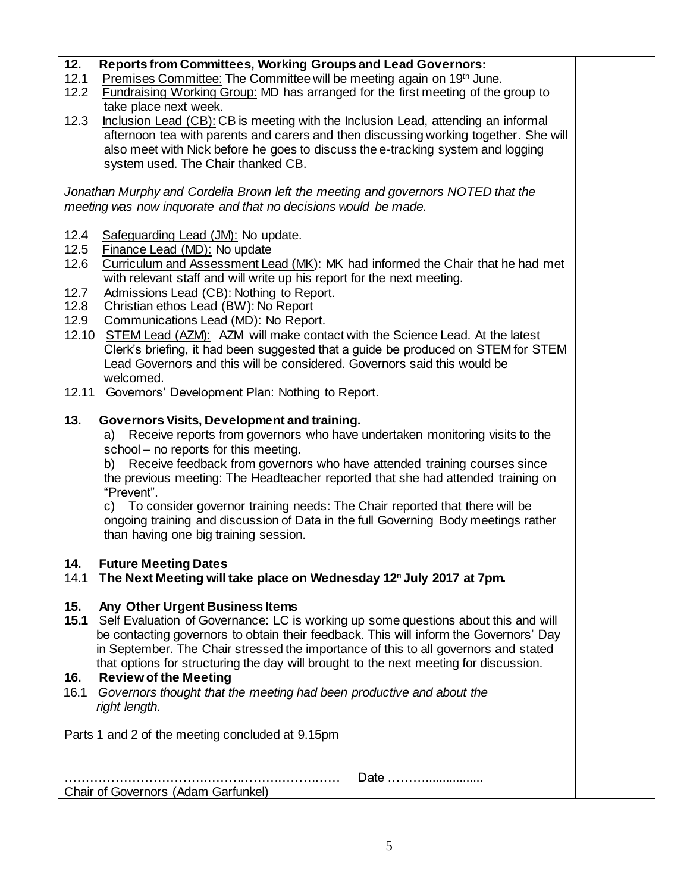**12. Reports from Committees, Working Groups and Lead Governors:**

12.1 Premises Committee: The Committee will be meeting again on 19th June.

12.2 Fundraising Working Group: MD has arranged for the first meeting of the group to take place next week.

12.3 Inclusion Lead (CB): CB is meeting with the Inclusion Lead, attending an informal afternoon tea with parents and carers and then discussing working together. She will also meet with Nick before he goes to discuss the e-tracking system and logging system used. The Chair thanked CB.

*Jonathan Murphy and Cordelia Brown left the meeting and governors NOTED that the meeting was now inquorate and that no decisions would be made.*

12.4 Safeguarding Lead (JM): No update.

12.5 Finance Lead (MD): No update

12.6 Curriculum and Assessment Lead (MK): MK had informed the Chair that he had met with relevant staff and will write up his report for the next meeting.

12.7 Admissions Lead (CB): Nothing to Report.

12.8 Christian ethos Lead (BW): No Report

12.9 Communications Lead (MD): No Report.

12.10 STEM Lead (AZM): AZM will make contact with the Science Lead. At the latest Clerk's briefing, it had been suggested that a guide be produced on STEM for STEM Lead Governors and this will be considered. Governors said this would be welcomed.

12.11 Governors' Development Plan: Nothing to Report.

**13. Governors Visits, Development and training.**

a) Receive reports from governors who have undertaken monitoring visits to the school – no reports for this meeting.

b) Receive feedback from governors who have attended training courses since the previous meeting: The Headteacher reported that she had attended training on "Prevent".

c) To consider governor training needs: The Chair reported that there will be ongoing training and discussion of Data in the full Governing Body meetings rather than having one big training session.

**14. Future Meeting Dates**

14.1 **The Next Meeting will take place on Wednesday 12n July 2017 at 7pm.**

**15. Any Other Urgent Business Items**

**15.1** Self Evaluation of Governance: LC is working up some questions about this and will be contacting governors to obtain their feedback. This will inform the Governors' Day in September. The Chair stressed the importance of this to all governors and stated that options for structuring the day will brought to the next meeting for discussion.

**16. Review of the Meeting**

16.1 *Governors thought that the meeting had been productive and about the right length.*

Parts 1 and 2 of the meeting concluded at 9.15pm

……………………………………………………………… Date ………................

Chair of Governors (Adam Garfunkel)